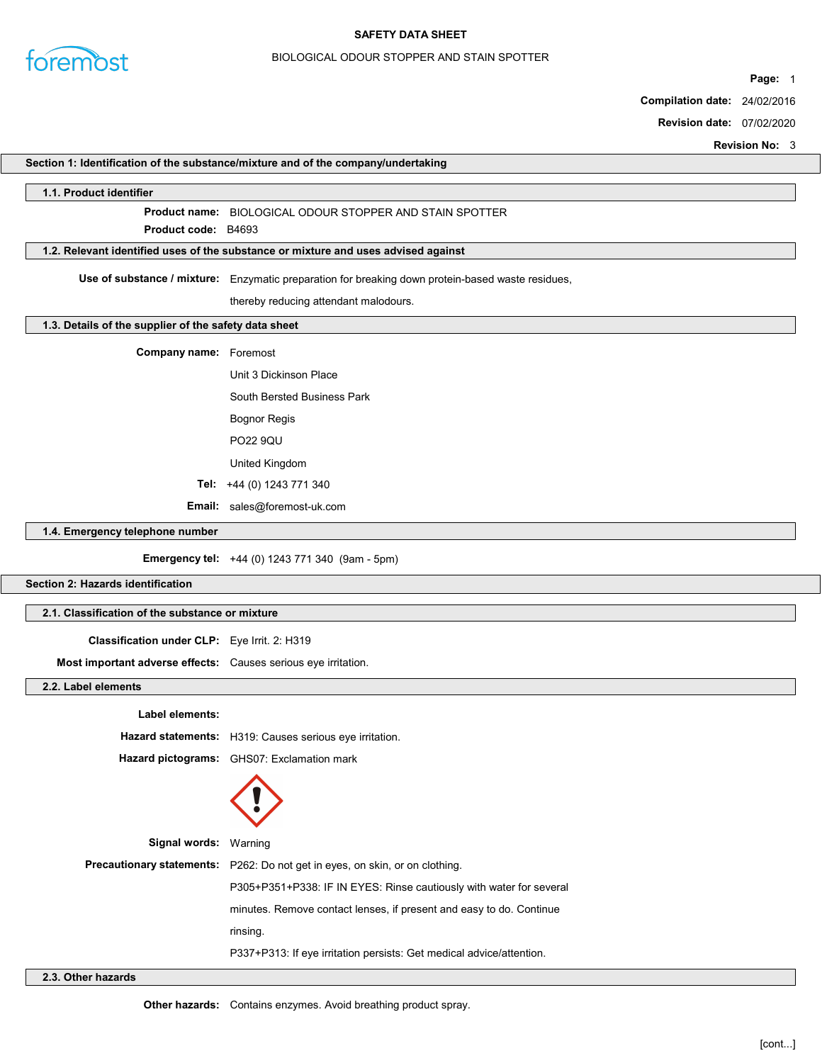# SAFETY DATA SHEET

BIOLOGICAL ODOUR STOPPER AND STAIN SPOTTER

**Page:** 1

**Compilation date:** 24/02/2016

**Revision date:** 07/02/2020

**Revision No:** 3

## Section 1: Identification of the substance/mixture and of the company/undertaking

### 1.1. Product identifier

**Product name:** BIOLOGICAL ODOUR STOPPER AND STAIN SPOTTER

**Product code:** B4693

### 1.2. Relevant identified uses of the substance or mixture and uses advised against

**Use of substance / mixture:** Enzymatic preparation for breaking down protein-based waste residues, thereby reducing attendant malodours.

### 1.3. Details of the supplier of the safety data sheet

**Company name:** Foremost

Unit 3 Dickinson Place

South Bersted Business Park

Bognor Regis

PO22 9QU

United Kingdom

**Tel:** +44 (0) 1243 771 340

**Email:** sales@foremost-uk.com

### 1.4. Emergency telephone number

**Emergency tel:** +44 (0) 1243 771 340 (9am - 5pm)

## Section 2: Hazards identification

### 2.1. Classification of the substance or mixture

**Classification under CLP:** Eye Irrit. 2: H319

**Most important adverse effects:** Causes serious eye irritation.

### 2.2. Label elements

**Label elements:**

**Hazard statements:** H319: Causes serious eye irritation.

**Hazard pictograms:** GHS07: Exclamation mark

**Signal words:** Warning

**Precautionary statements:** P262: Do not get in eyes, on skin, or on clothing.

P305+P351+P338: IF IN EYES: Rinse cautiously with water for several minutes. Remove contact lenses, if present and easy to do. Continue rinsing.

P337+P313: If eye irritation persists: Get medical advice/attention.

### 2.3. Other hazards

**Other hazards:** Contains enzymes. Avoid breathing product spray.

[cont...]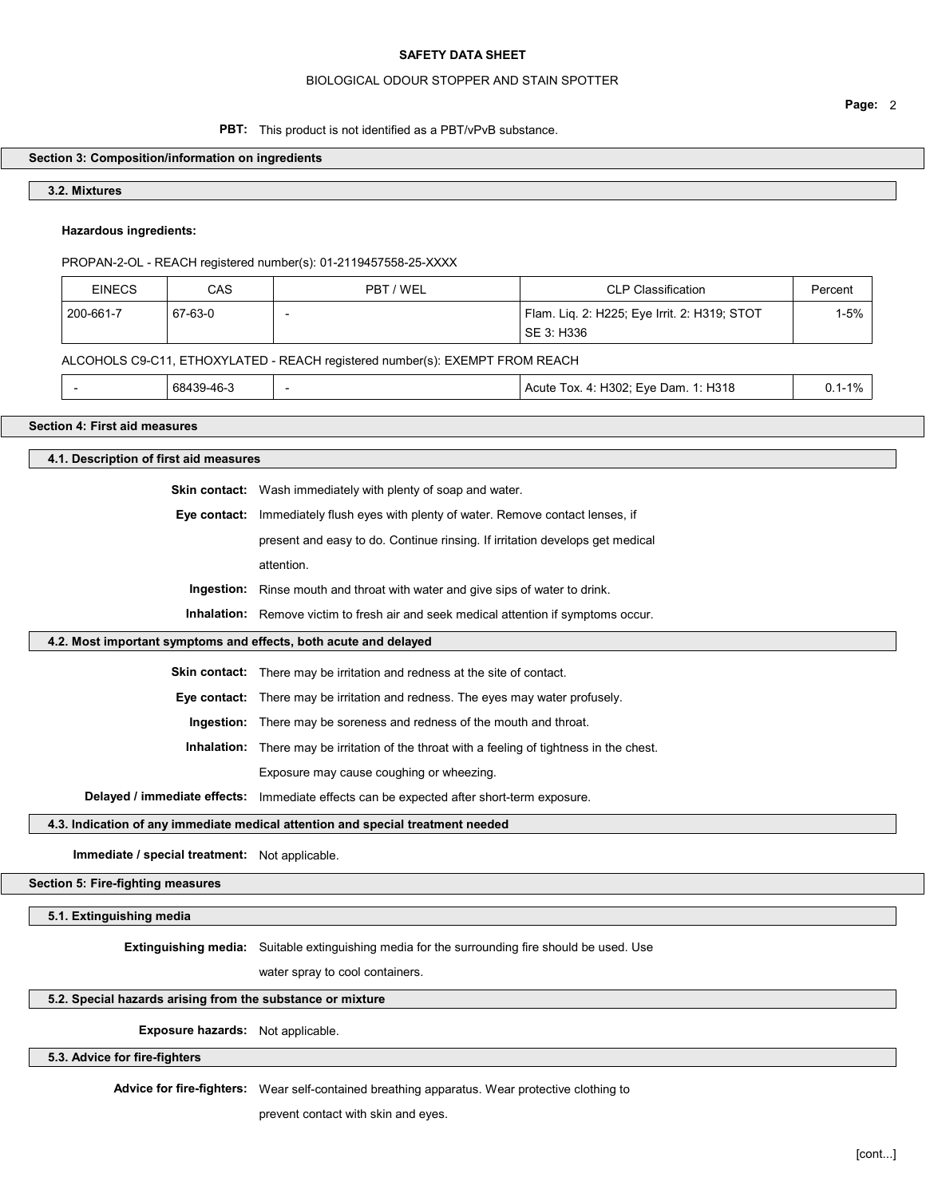**PBT:** This product is not identified as a PBT/vPvB substance.

## Section 3: Composition/information on ingredients

### 3.2. Mixtures

**Hazardous ingredients:**

PROPAN-2-OL - REACH registered number(s): 01-2119457558-25-XXXX

| EINECS | CAS | PBT / WEL | CLP Classification | Percent |
|---|---|---|---|---|
| 200-661-7 | 67-63-0 | - | Flam. Liq. 2: H225; Eye Irrit. 2: H319; STOT SE 3: H336 | 1-5% |

ALCOHOLS C9-C11, ETHOXYLATED - REACH registered number(s): EXEMPT FROM REACH

| EINECS | CAS | PBT / WEL | CLP Classification | Percent |
|---|---|---|---|---|
| - | 68439-46-3 | - | Acute Tox. 4: H302; Eye Dam. 1: H318 | 0.1-1% |

## Section 4: First aid measures

### 4.1. Description of first aid measures

**Skin contact:** Wash immediately with plenty of soap and water.

**Eye contact:** Immediately flush eyes with plenty of water. Remove contact lenses, if present and easy to do. Continue rinsing. If irritation develops get medical attention.

**Ingestion:** Rinse mouth and throat with water and give sips of water to drink.

**Inhalation:** Remove victim to fresh air and seek medical attention if symptoms occur.

### 4.2. Most important symptoms and effects, both acute and delayed

**Skin contact:** There may be irritation and redness at the site of contact.

**Eye contact:** There may be irritation and redness. The eyes may water profusely.

**Ingestion:** There may be soreness and redness of the mouth and throat.

**Inhalation:** There may be irritation of the throat with a feeling of tightness in the chest. Exposure may cause coughing or wheezing.

**Delayed / immediate effects:** Immediate effects can be expected after short-term exposure.

### 4.3. Indication of any immediate medical attention and special treatment needed

**Immediate / special treatment:** Not applicable.

## Section 5: Fire-fighting measures

### 5.1. Extinguishing media

**Extinguishing media:** Suitable extinguishing media for the surrounding fire should be used. Use water spray to cool containers.

### 5.2. Special hazards arising from the substance or mixture

**Exposure hazards:** Not applicable.

### 5.3. Advice for fire-fighters

**Advice for fire-fighters:** Wear self-contained breathing apparatus. Wear protective clothing to prevent contact with skin and eyes.

[cont...]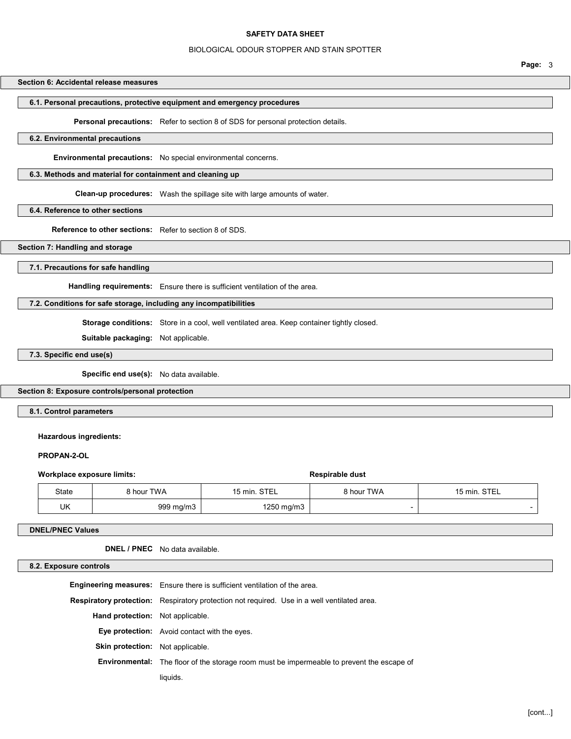## Section 6: Accidental release measures

### 6.1. Personal precautions, protective equipment and emergency procedures

**Personal precautions:** Refer to section 8 of SDS for personal protection details.

### 6.2. Environmental precautions

**Environmental precautions:** No special environmental concerns.

### 6.3. Methods and material for containment and cleaning up

**Clean-up procedures:** Wash the spillage site with large amounts of water.

### 6.4. Reference to other sections

**Reference to other sections:** Refer to section 8 of SDS.

## Section 7: Handling and storage

### 7.1. Precautions for safe handling

**Handling requirements:** Ensure there is sufficient ventilation of the area.

### 7.2. Conditions for safe storage, including any incompatibilities

**Storage conditions:** Store in a cool, well ventilated area. Keep container tightly closed.

**Suitable packaging:** Not applicable.

### 7.3. Specific end use(s)

**Specific end use(s):** No data available.

## Section 8: Exposure controls/personal protection

### 8.1. Control parameters

**Hazardous ingredients:**

**PROPAN-2-OL**

| **Workplace exposure limits:** | | | **Respirable dust** | |
|---|---|---|---|---|
| State | 8 hour TWA | 15 min. STEL | 8 hour TWA | 15 min. STEL |
| UK | 999 mg/m3 | 1250 mg/m3 | - | - |

### DNEL/PNEC Values

**DNEL / PNEC** No data available.

### 8.2. Exposure controls

**Engineering measures:** Ensure there is sufficient ventilation of the area.

**Respiratory protection:** Respiratory protection not required. Use in a well ventilated area.

**Hand protection:** Not applicable.

**Eye protection:** Avoid contact with the eyes.

**Skin protection:** Not applicable.

**Environmental:** The floor of the storage room must be impermeable to prevent the escape of liquids.

[cont...]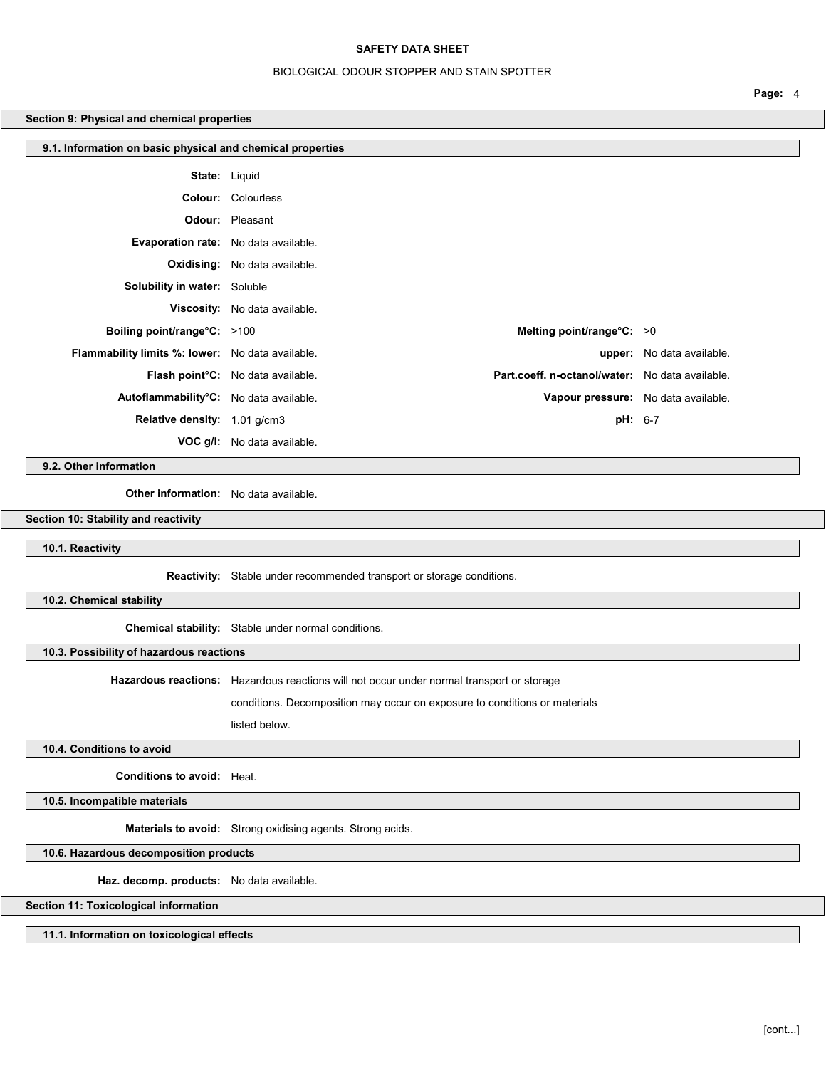## Section 9: Physical and chemical properties

### 9.1. Information on basic physical and chemical properties

**State:** Liquid

**Colour:** Colourless

**Odour:** Pleasant

**Evaporation rate:** No data available.

**Oxidising:** No data available.

**Solubility in water:** Soluble

**Viscosity:** No data available.

| | | | |
|---|---|---|---|
| **Boiling point/range°C:** | >100 | **Melting point/range°C:** | >0 |
| **Flammability limits %: lower:** | No data available. | **upper:** | No data available. |
| **Flash point°C:** | No data available. | **Part.coeff. n-octanol/water:** | No data available. |
| **Autoflammability°C:** | No data available. | **Vapour pressure:** | No data available. |
| **Relative density:** | 1.01 g/cm3 | **pH:** | 6-7 |
| **VOC g/l:** | No data available. | | |

### 9.2. Other information

**Other information:** No data available.

## Section 10: Stability and reactivity

### 10.1. Reactivity

**Reactivity:** Stable under recommended transport or storage conditions.

### 10.2. Chemical stability

**Chemical stability:** Stable under normal conditions.

### 10.3. Possibility of hazardous reactions

**Hazardous reactions:** Hazardous reactions will not occur under normal transport or storage conditions. Decomposition may occur on exposure to conditions or materials listed below.

### 10.4. Conditions to avoid

**Conditions to avoid:** Heat.

### 10.5. Incompatible materials

**Materials to avoid:** Strong oxidising agents. Strong acids.

### 10.6. Hazardous decomposition products

**Haz. decomp. products:** No data available.

## Section 11: Toxicological information

### 11.1. Information on toxicological effects

[cont...]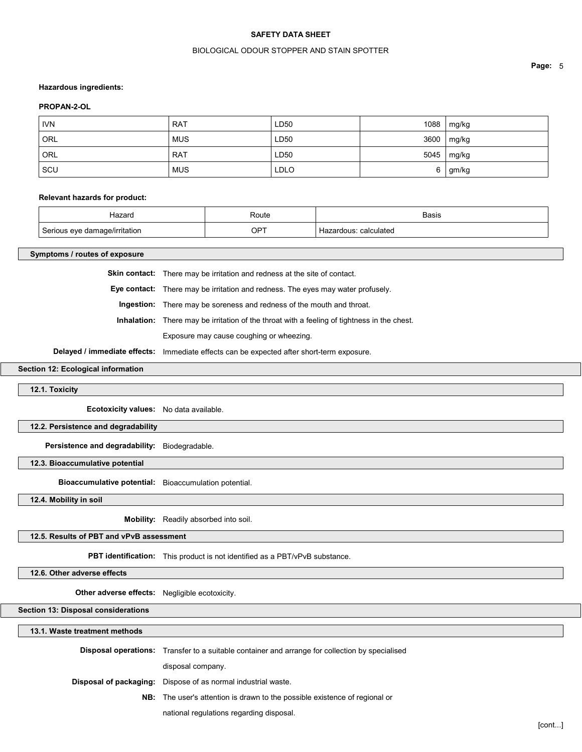**Hazardous ingredients:**

**PROPAN-2-OL**

| IVN | RAT | LD50 | 1088 | mg/kg |
|---|---|---|---|---|
| ORL | MUS | LD50 | 3600 | mg/kg |
| ORL | RAT | LD50 | 5045 | mg/kg |
| SCU | MUS | LDLO | 6 | gm/kg |

**Relevant hazards for product:**

| Hazard | Route | Basis |
|---|---|---|
| Serious eye damage/irritation | OPT | Hazardous: calculated |

### Symptoms / routes of exposure

**Skin contact:** There may be irritation and redness at the site of contact.

**Eye contact:** There may be irritation and redness. The eyes may water profusely.

**Ingestion:** There may be soreness and redness of the mouth and throat.

**Inhalation:** There may be irritation of the throat with a feeling of tightness in the chest.

Exposure may cause coughing or wheezing.

**Delayed / immediate effects:** Immediate effects can be expected after short-term exposure.

## Section 12: Ecological information

### 12.1. Toxicity

**Ecotoxicity values:** No data available.

### 12.2. Persistence and degradability

**Persistence and degradability:** Biodegradable.

### 12.3. Bioaccumulative potential

**Bioaccumulative potential:** Bioaccumulation potential.

### 12.4. Mobility in soil

**Mobility:** Readily absorbed into soil.

### 12.5. Results of PBT and vPvB assessment

**PBT identification:** This product is not identified as a PBT/vPvB substance.

### 12.6. Other adverse effects

**Other adverse effects:** Negligible ecotoxicity.

## Section 13: Disposal considerations

### 13.1. Waste treatment methods

**Disposal operations:** Transfer to a suitable container and arrange for collection by specialised disposal company.

**Disposal of packaging:** Dispose of as normal industrial waste.

**NB:** The user's attention is drawn to the possible existence of regional or national regulations regarding disposal.

[cont...]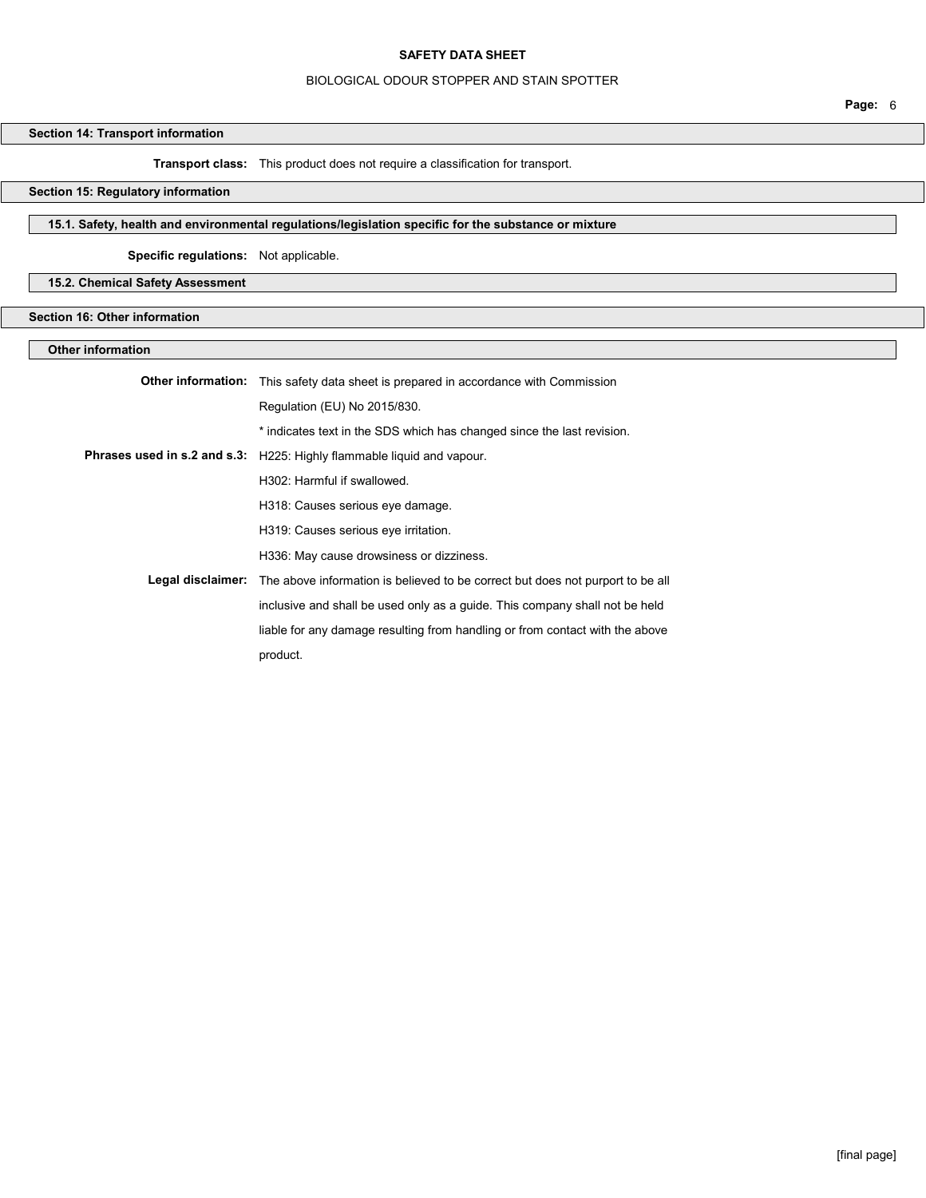## Section 14: Transport information

**Transport class:** This product does not require a classification for transport.

## Section 15: Regulatory information

### 15.1. Safety, health and environmental regulations/legislation specific for the substance or mixture

**Specific regulations:** Not applicable.

### 15.2. Chemical Safety Assessment

## Section 16: Other information

### Other information

**Other information:** This safety data sheet is prepared in accordance with Commission Regulation (EU) No 2015/830.

* indicates text in the SDS which has changed since the last revision.

**Phrases used in s.2 and s.3:** H225: Highly flammable liquid and vapour.

H302: Harmful if swallowed.

H318: Causes serious eye damage.

H319: Causes serious eye irritation.

H336: May cause drowsiness or dizziness.

**Legal disclaimer:** The above information is believed to be correct but does not purport to be all inclusive and shall be used only as a guide. This company shall not be held liable for any damage resulting from handling or from contact with the above product.

[final page]